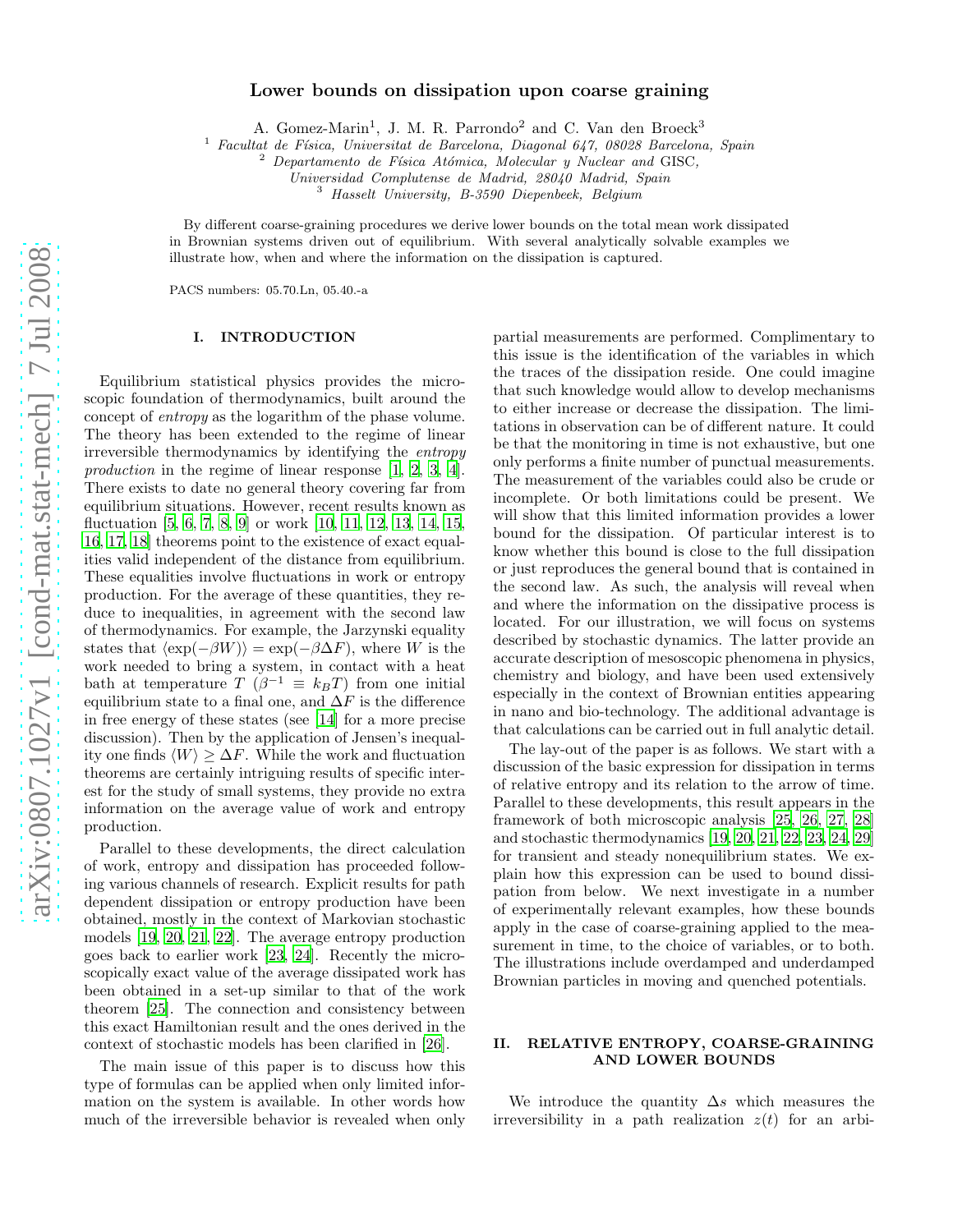# Lower bounds on dissipation upon coarse graining

A. Gomez-Marin[1], J. M. R. Parrondo[2] and C. Van den Broeck[3]

[1] *Facultat de Física, Universitat de Barcelona, Diagonal 647, 08028 Barcelona, Spain*
[2] *Departamento de Física Atómica, Molecular y Nuclear and* GISC, *Universidad Complutense de Madrid, 28040 Madrid, Spain*
[3] *Hasselt University, B-3590 Diepenbeek, Belgium*

By different coarse-graining procedures we derive lower bounds on the total mean work dissipated in Brownian systems driven out of equilibrium. With several analytically solvable examples we illustrate how, when and where the information on the dissipation is captured.

PACS numbers: 05.70.Ln, 05.40.-a

## I. INTRODUCTION

Equilibrium statistical physics provides the microscopic foundation of thermodynamics, built around the concept of *entropy* as the logarithm of the phase volume. The theory has been extended to the regime of linear irreversible thermodynamics by identifying the *entropy production* in the regime of linear response [1, 2, 3, 4]. There exists to date no general theory covering far from equilibrium situations. However, recent results known as fluctuation [5, 6, 7, 8, 9] or work [10, 11, 12, 13, 14, 15, 16, 17, 18] theorems point to the existence of exact equalities valid independent of the distance from equilibrium. These equalities involve fluctuations in work or entropy production. For the average of these quantities, they reduce to inequalities, in agreement with the second law of thermodynamics. For example, the Jarzynski equality states that $\langle \exp(-\beta W)\rangle = \exp(-\beta \Delta F)$, where $W$ is the work needed to bring a system, in contact with a heat bath at temperature $T$ ($\beta^{-1} \equiv k_B T$) from one initial equilibrium state to a final one, and $\Delta F$ is the difference in free energy of these states (see [14] for a more precise discussion). Then by the application of Jensen's inequality one finds $\langle W\rangle \geq \Delta F$. While the work and fluctuation theorems are certainly intriguing results of specific interest for the study of small systems, they provide no extra information on the average value of work and entropy production.

Parallel to these developments, the direct calculation of work, entropy and dissipation has proceeded following various channels of research. Explicit results for path dependent dissipation or entropy production have been obtained, mostly in the context of Markovian stochastic models [19, 20, 21, 22]. The average entropy production goes back to earlier work [23, 24]. Recently the microscopically exact value of the average dissipated work has been obtained in a set-up similar to that of the work theorem [25]. The connection and consistency between this exact Hamiltonian result and the ones derived in the context of stochastic models has been clarified in [26].

The main issue of this paper is to discuss how this type of formulas can be applied when only limited information on the system is available. In other words how much of the irreversible behavior is revealed when only partial measurements are performed. Complimentary to this issue is the identification of the variables in which the traces of the dissipation reside. One could imagine that such knowledge would allow to develop mechanisms to either increase or decrease the dissipation. The limitations in observation can be of different nature. It could be that the monitoring in time is not exhaustive, but one only performs a finite number of punctual measurements. The measurement of the variables could also be crude or incomplete. Or both limitations could be present. We will show that this limited information provides a lower bound for the dissipation. Of particular interest is to know whether this bound is close to the full dissipation or just reproduces the general bound that is contained in the second law. As such, the analysis will reveal when and where the information on the dissipative process is located. For our illustration, we will focus on systems described by stochastic dynamics. The latter provide an accurate description of mesoscopic phenomena in physics, chemistry and biology, and have been used extensively especially in the context of Brownian entities appearing in nano and bio-technology. The additional advantage is that calculations can be carried out in full analytic detail.

The lay-out of the paper is as follows. We start with a discussion of the basic expression for dissipation in terms of relative entropy and its relation to the arrow of time. Parallel to these developments, this result appears in the framework of both microscopic analysis [25, 26, 27, 28] and stochastic thermodynamics [19, 20, 21, 22, 23, 24, 29] for transient and steady nonequilibrium states. We explain how this expression can be used to bound dissipation from below. We next investigate in a number of experimentally relevant examples, how these bounds apply in the case of coarse-graining applied to the measurement in time, to the choice of variables, or to both. The illustrations include overdamped and underdamped Brownian particles in moving and quenched potentials.

## II. RELATIVE ENTROPY, COARSE-GRAINING AND LOWER BOUNDS

We introduce the quantity $\Delta s$ which measures the irreversibility in a path realization $z(t)$ for an arbi-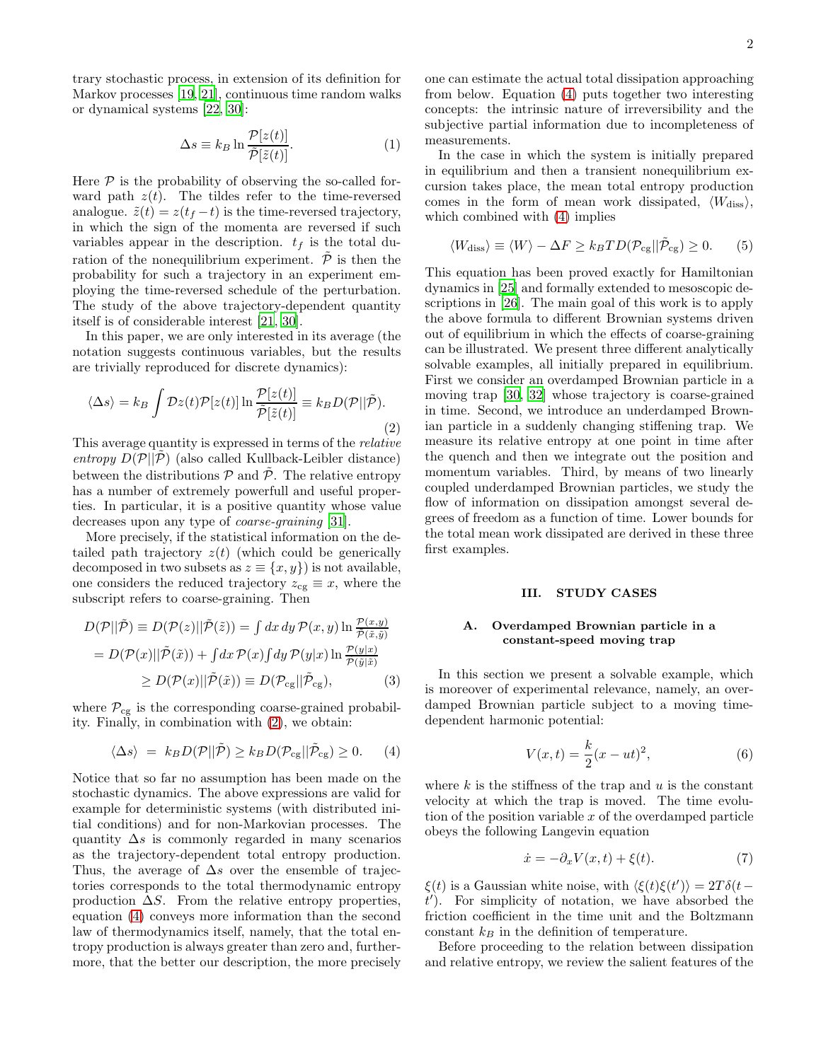trary stochastic process, in extension of its definition for Markov processes [19, 21], continuous time random walks or dynamical systems [22, 30]:

$$\Delta s \equiv k_B \ln \frac{\mathcal{P}[z(t)]}{\tilde{\mathcal{P}}[\tilde{z}(t)]}. \tag{1}$$

Here $\mathcal{P}$ is the probability of observing the so-called forward path $z(t)$. The tildes refer to the time-reversed analogue. $\tilde{z}(t) = z(t_f - t)$ is the time-reversed trajectory, in which the sign of the momenta are reversed if such variables appear in the description. $t_f$ is the total duration of the nonequilibrium experiment. $\tilde{\mathcal{P}}$ is then the probability for such a trajectory in an experiment employing the time-reversed schedule of the perturbation. The study of the above trajectory-dependent quantity itself is of considerable interest [21, 30].

In this paper, we are only interested in its average (the notation suggests continuous variables, but the results are trivially reproduced for discrete dynamics):

$$\langle \Delta s \rangle = k_B \int \mathcal{D}z(t) \mathcal{P}[z(t)] \ln \frac{\mathcal{P}[z(t)]}{\tilde{\mathcal{P}}[\tilde{z}(t)]} \equiv k_B D(\mathcal{P}||\tilde{\mathcal{P}}). \tag{2}$$

This average quantity is expressed in terms of the *relative entropy* $D(\mathcal{P}||\tilde{\mathcal{P}})$ (also called Kullback-Leibler distance) between the distributions $\mathcal{P}$ and $\tilde{\mathcal{P}}$. The relative entropy has a number of extremely powerfull and useful properties. In particular, it is a positive quantity whose value decreases upon any type of *coarse-graining* [31].

More precisely, if the statistical information on the detailed path trajectory $z(t)$ (which could be generically decomposed in two subsets as $z \equiv \{x, y\}$) is not available, one considers the reduced trajectory $z_{\rm cg} \equiv x$, where the subscript refers to coarse-graining. Then

$$\begin{aligned} D(\mathcal{P}||\tilde{\mathcal{P}}) &\equiv D(\mathcal{P}(z)||\tilde{\mathcal{P}}(\tilde{z})) = \textstyle\int dx\, dy\, \mathcal{P}(x,y) \ln \frac{\mathcal{P}(x,y)}{\tilde{\mathcal{P}}(\tilde{x},\tilde{y})} \\ &= D(\mathcal{P}(x)||\tilde{\mathcal{P}}(\tilde{x})) + \textstyle\int dx\, \mathcal{P}(x) \int dy\, \mathcal{P}(y|x) \ln \frac{\mathcal{P}(y|x)}{\tilde{\mathcal{P}}(\tilde{y}|\tilde{x})} \\ &\geq D(\mathcal{P}(x)||\tilde{\mathcal{P}}(\tilde{x})) \equiv D(\mathcal{P}_{\rm cg}||\tilde{\mathcal{P}}_{\rm cg}), \end{aligned} \tag{3}$$

where $\mathcal{P}_{\rm cg}$ is the corresponding coarse-grained probability. Finally, in combination with (2), we obtain:

$$\langle \Delta s \rangle \ = \ k_B D(\mathcal{P}||\tilde{\mathcal{P}}) \geq k_B D(\mathcal{P}_{\rm cg}||\tilde{\mathcal{P}}_{\rm cg}) \geq 0. \tag{4}$$

Notice that so far no assumption has been made on the stochastic dynamics. The above expressions are valid for example for deterministic systems (with distributed initial conditions) and for non-Markovian processes. The quantity $\Delta s$ is commonly regarded in many scenarios as the trajectory-dependent total entropy production. Thus, the average of $\Delta s$ over the ensemble of trajectories corresponds to the total thermodynamic entropy production $\Delta S$. From the relative entropy properties, equation (4) conveys more information than the second law of thermodynamics itself, namely, that the total entropy production is always greater than zero and, furthermore, that the better our description, the more precisely one can estimate the actual total dissipation approaching from below. Equation (4) puts together two interesting concepts: the intrinsic nature of irreversibility and the subjective partial information due to incompleteness of measurements.

In the case in which the system is initially prepared in equilibrium and then a transient nonequilibrium excursion takes place, the mean total entropy production comes in the form of mean work dissipated, $\langle W_{\rm diss} \rangle$, which combined with (4) implies

$$\langle W_{\rm diss} \rangle \equiv \langle W \rangle - \Delta F \geq k_B T D(\mathcal{P}_{\rm cg}||\tilde{\mathcal{P}}_{\rm cg}) \geq 0. \tag{5}$$

This equation has been proved exactly for Hamiltonian dynamics in [25] and formally extended to mesoscopic descriptions in [26]. The main goal of this work is to apply the above formula to different Brownian systems driven out of equilibrium in which the effects of coarse-graining can be illustrated. We present three different analytically solvable examples, all initially prepared in equilibrium. First we consider an overdamped Brownian particle in a moving trap [30, 32] whose trajectory is coarse-grained in time. Second, we introduce an underdamped Brownian particle in a suddenly changing stiffening trap. We measure its relative entropy at one point in time after the quench and then we integrate out the position and momentum variables. Third, by means of two linearly coupled underdamped Brownian particles, we study the flow of information on dissipation amongst several degrees of freedom as a function of time. Lower bounds for the total mean work dissipated are derived in these three first examples.

## III. STUDY CASES

### A. Overdamped Brownian particle in a constant-speed moving trap

In this section we present a solvable example, which is moreover of experimental relevance, namely, an overdamped Brownian particle subject to a moving time-dependent harmonic potential:

$$V(x,t) = \frac{k}{2}(x - ut)^2, \tag{6}$$

where $k$ is the stiffness of the trap and $u$ is the constant velocity at which the trap is moved. The time evolution of the position variable $x$ of the overdamped particle obeys the following Langevin equation

$$\dot{x} = -\partial_x V(x,t) + \xi(t). \tag{7}$$

$\xi(t)$ is a Gaussian white noise, with $\langle \xi(t)\xi(t') \rangle = 2T\delta(t - t')$. For simplicity of notation, we have absorbed the friction coefficient in the time unit and the Boltzmann constant $k_B$ in the definition of temperature.

Before proceeding to the relation between dissipation and relative entropy, we review the salient features of the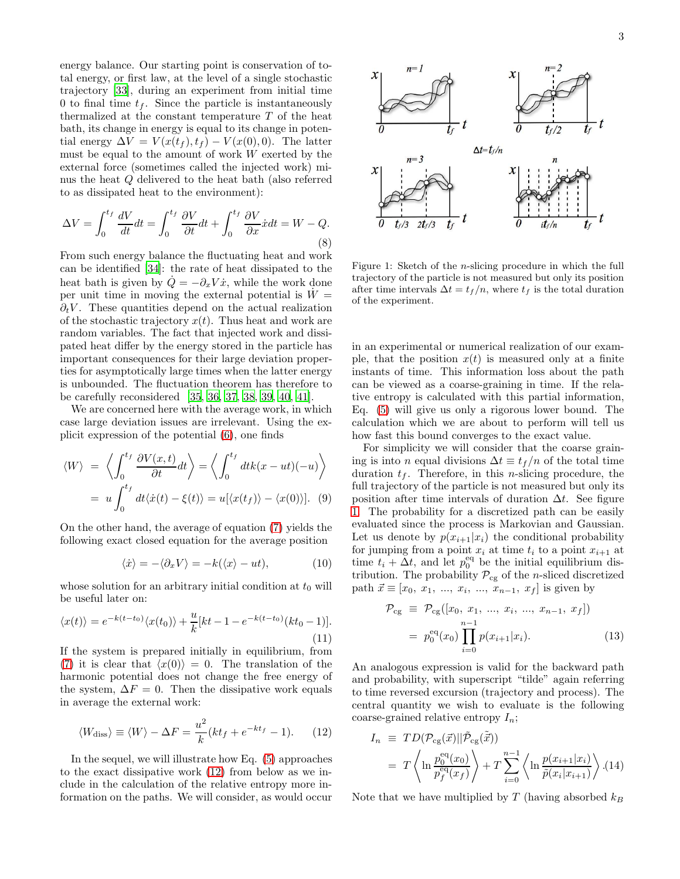energy balance. Our starting point is conservation of total energy, or first law, at the level of a single stochastic trajectory [33], during an experiment from initial time 0 to final time $t_f$. Since the particle is instantaneously thermalized at the constant temperature $T$ of the heat bath, its change in energy is equal to its change in potential energy $\Delta V = V(x(t_f), t_f) - V(x(0), 0)$. The latter must be equal to the amount of work $W$ exerted by the external force (sometimes called the injected work) minus the heat $Q$ delivered to the heat bath (also referred to as dissipated heat to the environment):

$$\Delta V = \int_0^{t_f} \frac{dV}{dt} dt = \int_0^{t_f} \frac{\partial V}{\partial t} dt + \int_0^{t_f} \frac{\partial V}{\partial x} \dot{x} dt = W - Q. \tag{8}$$

From such energy balance the fluctuating heat and work can be identified [34]: the rate of heat dissipated to the heat bath is given by $\dot{Q} = -\partial_x V \dot{x}$, while the work done per unit time in moving the external potential is $\dot{W} = \partial_t V$. These quantities depend on the actual realization of the stochastic trajectory $x(t)$. Thus heat and work are random variables. The fact that injected work and dissipated heat differ by the energy stored in the particle has important consequences for their large deviation properties for asymptotically large times when the latter energy is unbounded. The fluctuation theorem has therefore to be carefully reconsidered [35, 36, 37, 38, 39, 40, 41].

We are concerned here with the average work, in which case large deviation issues are irrelevant. Using the explicit expression of the potential (6), one finds

$$\begin{aligned} \langle W \rangle &= \left\langle \int_0^{t_f} \frac{\partial V(x,t)}{\partial t} dt \right\rangle = \left\langle \int_0^{t_f} dt k(x - ut)(-u) \right\rangle \\ &= u \int_0^{t_f} dt \langle \dot{x}(t) - \xi(t) \rangle = u[\langle x(t_f) \rangle - \langle x(0) \rangle]. \end{aligned} \tag{9}$$

On the other hand, the average of equation (7) yields the following exact closed equation for the average position

$$\langle \dot{x} \rangle = -\langle \partial_x V \rangle = -k(\langle x \rangle - ut), \tag{10}$$

whose solution for an arbitrary initial condition at $t_0$ will be useful later on:

$$\langle x(t) \rangle = e^{-k(t-t_0)} \langle x(t_0) \rangle + \frac{u}{k}[kt - 1 - e^{-k(t-t_0)}(kt_0 - 1)]. \tag{11}$$

If the system is prepared initially in equilibrium, from (7) it is clear that $\langle x(0) \rangle = 0$. The translation of the harmonic potential does not change the free energy of the system, $\Delta F = 0$. Then the dissipative work equals in average the external work:

$$\langle W_{\text{diss}} \rangle \equiv \langle W \rangle - \Delta F = \frac{u^2}{k}(kt_f + e^{-kt_f} - 1). \tag{12}$$

In the sequel, we will illustrate how Eq. (5) approaches to the exact dissipative work (12) from below as we include in the calculation of the relative entropy more information on the paths. We will consider, as would occur in an experimental or numerical realization of our example, that the position $x(t)$ is measured only at a finite instants of time. This information loss about the path can be viewed as a coarse-graining in time. If the relative entropy is calculated with this partial information, Eq. (5) will give us only a rigorous lower bound. The calculation which we are about to perform will tell us how fast this bound converges to the exact value.

Figure 1: Sketch of the $n$-slicing procedure in which the full trajectory of the particle is not measured but only its position after time intervals $\Delta t = t_f/n$, where $t_f$ is the total duration of the experiment.

For simplicity we will consider that the coarse graining is into $n$ equal divisions $\Delta t \equiv t_f/n$ of the total time duration $t_f$. Therefore, in this $n$-slicing procedure, the full trajectory of the particle is not measured but only its position after time intervals of duration $\Delta t$. See figure 1. The probability for a discretized path can be easily evaluated since the process is Markovian and Gaussian. Let us denote by $p(x_{i+1}|x_i)$ the conditional probability for jumping from a point $x_i$ at time $t_i$ to a point $x_{i+1}$ at time $t_i + \Delta t$, and let $p_0^{\text{eq}}$ be the initial equilibrium distribution. The probability $\mathcal{P}_{\text{cg}}$ of the $n$-sliced discretized path $\vec{x} \equiv [x_0, x_1, ..., x_i, ..., x_{n-1}, x_f]$ is given by

$$\begin{aligned} \mathcal{P}_{\text{cg}} &\equiv \mathcal{P}_{\text{cg}}([x_0, x_1, ..., x_i, ..., x_{n-1}, x_f]) \\ &= p_0^{\text{eq}}(x_0) \prod_{i=0}^{n-1} p(x_{i+1}|x_i). \end{aligned} \tag{13}$$

An analogous expression is valid for the backward path and probability, with superscript "tilde" again referring to time reversed excursion (trajectory and process). The central quantity we wish to evaluate is the following coarse-grained relative entropy $I_n$;

$$\begin{aligned} I_n &\equiv TD(\mathcal{P}_{\text{cg}}(\vec{x}) || \tilde{\mathcal{P}}_{\text{cg}}(\tilde{\vec{x}})) \\ &= T \left\langle \ln \frac{p_0^{\text{eq}}(x_0)}{p_f^{\text{eq}}(x_f)} \right\rangle + T \sum_{i=0}^{n-1} \left\langle \ln \frac{p(x_{i+1}|x_i)}{\tilde{p}(x_i|x_{i+1})} \right\rangle . \end{aligned} \tag{14}$$

Note that we have multiplied by $T$ (having absorbed $k_B$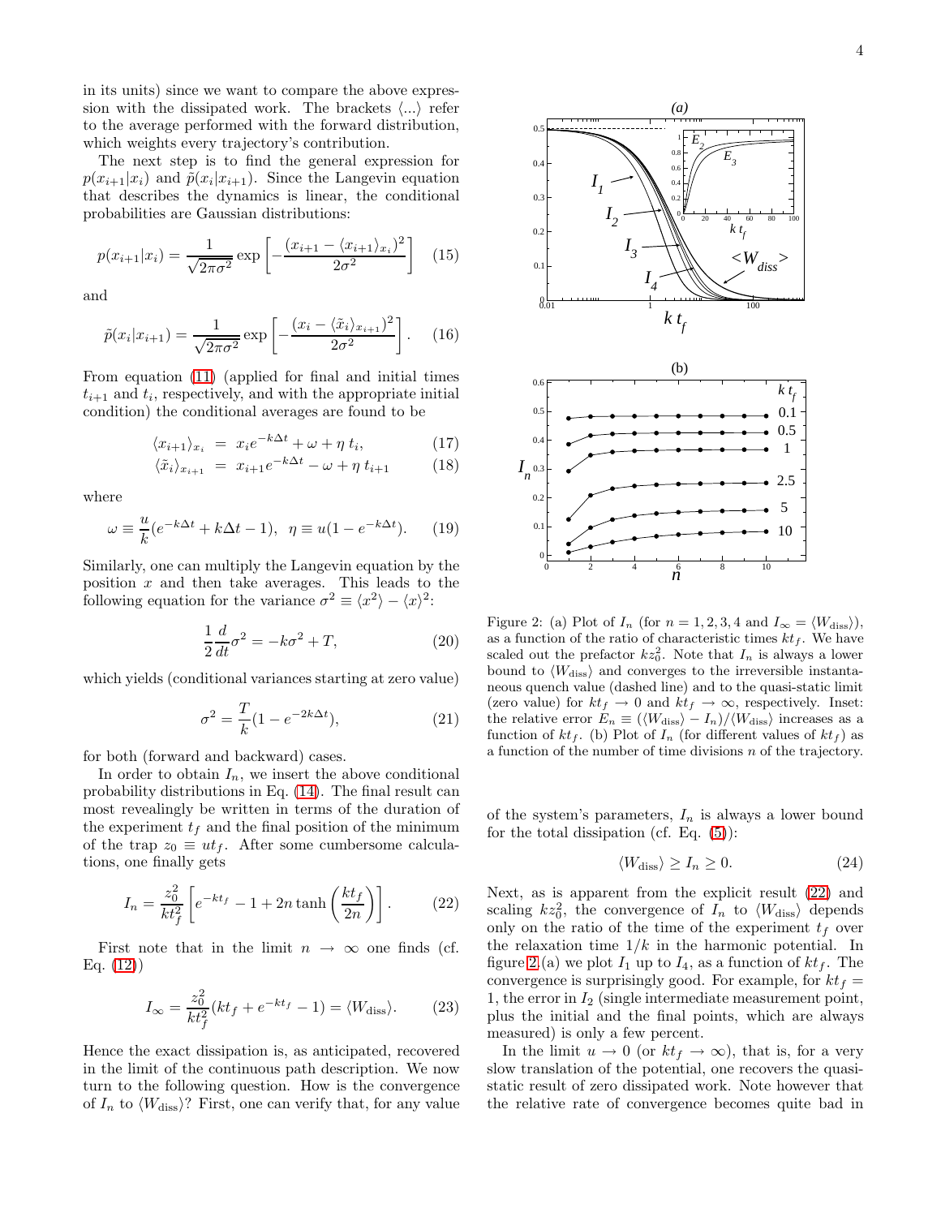in its units) since we want to compare the above expression with the dissipated work. The brackets $\langle ... \rangle$ refer to the average performed with the forward distribution, which weights every trajectory's contribution.

The next step is to find the general expression for $p(x_{i+1}|x_i)$ and $\tilde{p}(x_i|x_{i+1})$. Since the Langevin equation that describes the dynamics is linear, the conditional probabilities are Gaussian distributions:

$$p(x_{i+1}|x_i) = \frac{1}{\sqrt{2\pi\sigma^2}} \exp\left[-\frac{(x_{i+1} - \langle x_{i+1}\rangle_{x_i})^2}{2\sigma^2}\right] \quad (15)$$

and

$$\tilde{p}(x_i|x_{i+1}) = \frac{1}{\sqrt{2\pi\sigma^2}} \exp\left[-\frac{(x_i - \langle \tilde{x}_i\rangle_{x_{i+1}})^2}{2\sigma^2}\right]. \quad (16)$$

From equation (11) (applied for final and initial times $t_{i+1}$ and $t_i$, respectively, and with the appropriate initial condition) the conditional averages are found to be

$$\langle x_{i+1}\rangle_{x_i} = x_i e^{-k\Delta t} + \omega + \eta\, t_i, \quad (17)$$

$$\langle \tilde{x}_i\rangle_{x_{i+1}} = x_{i+1} e^{-k\Delta t} - \omega + \eta\, t_{i+1} \quad (18)$$

where

$$\omega \equiv \frac{u}{k}(e^{-k\Delta t} + k\Delta t - 1), \;\; \eta \equiv u(1 - e^{-k\Delta t}). \quad (19)$$

Similarly, one can multiply the Langevin equation by the position $x$ and then take averages. This leads to the following equation for the variance $\sigma^2 \equiv \langle x^2\rangle - \langle x\rangle^2$:

$$\frac{1}{2}\frac{d}{dt}\sigma^2 = -k\sigma^2 + T, \quad (20)$$

which yields (conditional variances starting at zero value)

$$\sigma^2 = \frac{T}{k}(1 - e^{-2k\Delta t}), \quad (21)$$

for both (forward and backward) cases.

In order to obtain $I_n$, we insert the above conditional probability distributions in Eq. (14). The final result can most revealingly be written in terms of the duration of the experiment $t_f$ and the final position of the minimum of the trap $z_0 \equiv u t_f$. After some cumbersome calculations, one finally gets

$$I_n = \frac{z_0^2}{k t_f^2}\left[e^{-k t_f} - 1 + 2n \tanh\left(\frac{k t_f}{2n}\right)\right]. \quad (22)$$

First note that in the limit $n \to \infty$ one finds (cf. Eq. (12))

$$I_\infty = \frac{z_0^2}{k t_f^2}(k t_f + e^{-k t_f} - 1) = \langle W_{\rm diss}\rangle. \quad (23)$$

Hence the exact dissipation is, as anticipated, recovered in the limit of the continuous path description. We now turn to the following question. How is the convergence of $I_n$ to $\langle W_{\rm diss}\rangle$? First, one can verify that, for any value of the system's parameters, $I_n$ is always a lower bound for the total dissipation (cf. Eq. (5)):

$$\langle W_{\rm diss}\rangle \geq I_n \geq 0. \quad (24)$$

Next, as is apparent from the explicit result (22) and scaling $k z_0^2$, the convergence of $I_n$ to $\langle W_{\rm diss}\rangle$ depends only on the ratio of the time of the experiment $t_f$ over the relaxation time $1/k$ in the harmonic potential. In figure 2 (a) we plot $I_1$ up to $I_4$, as a function of $k t_f$. The convergence is surprisingly good. For example, for $k t_f = 1$, the error in $I_2$ (single intermediate measurement point, plus the initial and the final points, which are always measured) is only a few percent.

In the limit $u \to 0$ (or $k t_f \to \infty$), that is, for a very slow translation of the potential, one recovers the quasi-static result of zero dissipated work. Note however that the relative rate of convergence becomes quite bad in

Figure 2: (a) Plot of $I_n$ (for $n = 1, 2, 3, 4$ and $I_\infty = \langle W_{\rm diss}\rangle$), as a function of the ratio of characteristic times $k t_f$. We have scaled out the prefactor $k z_0^2$. Note that $I_n$ is always a lower bound to $\langle W_{\rm diss}\rangle$ and converges to the irreversible instantaneous quench value (dashed line) and to the quasi-static limit (zero value) for $k t_f \to 0$ and $k t_f \to \infty$, respectively. Inset: the relative error $E_n \equiv (\langle W_{\rm diss}\rangle - I_n)/\langle W_{\rm diss}\rangle$ increases as a function of $k t_f$. (b) Plot of $I_n$ (for different values of $k t_f$) as a function of the number of time divisions $n$ of the trajectory.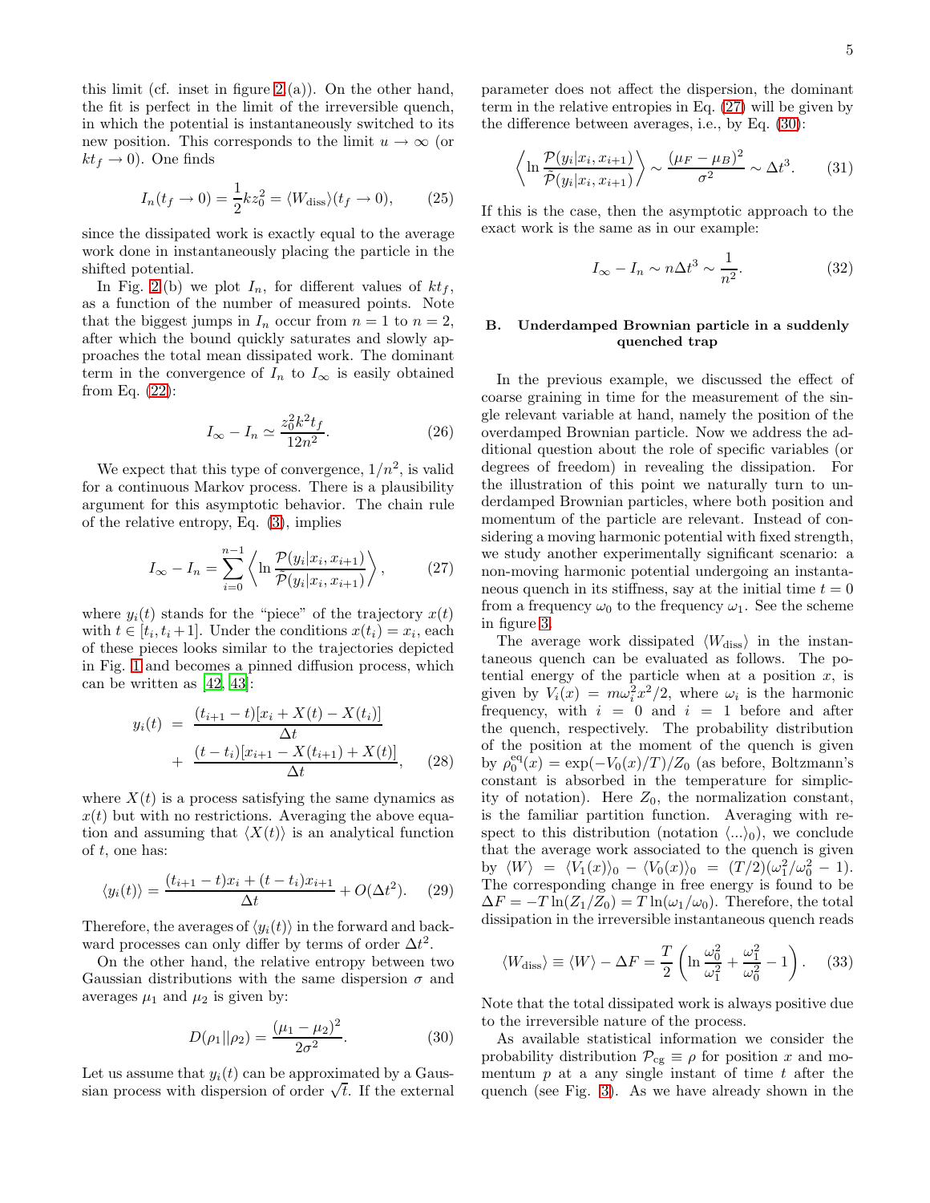this limit (cf. inset in figure 2 (a)). On the other hand, the fit is perfect in the limit of the irreversible quench, in which the potential is instantaneously switched to its new position. This corresponds to the limit $u \to \infty$ (or $kt_f \to 0$). One finds

$$I_n(t_f \to 0) = \frac{1}{2}kz_0^2 = \langle W_{\text{diss}} \rangle (t_f \to 0), \tag{25}$$

since the dissipated work is exactly equal to the average work done in instantaneously placing the particle in the shifted potential.

In Fig. 2 (b) we plot $I_n$, for different values of $kt_f$, as a function of the number of measured points. Note that the biggest jumps in $I_n$ occur from $n = 1$ to $n = 2$, after which the bound quickly saturates and slowly approaches the total mean dissipated work. The dominant term in the convergence of $I_n$ to $I_\infty$ is easily obtained from Eq. (22):

$$I_\infty - I_n \simeq \frac{z_0^2 k^2 t_f}{12n^2}. \tag{26}$$

We expect that this type of convergence, $1/n^2$, is valid for a continuous Markov process. There is a plausibility argument for this asymptotic behavior. The chain rule of the relative entropy, Eq. (3), implies

$$I_\infty - I_n = \sum_{i=0}^{n-1} \left\langle \ln \frac{\mathcal{P}(y_i|x_i, x_{i+1})}{\tilde{\mathcal{P}}(y_i|x_i, x_{i+1})} \right\rangle, \tag{27}$$

where $y_i(t)$ stands for the "piece" of the trajectory $x(t)$ with $t \in [t_i, t_i + 1]$. Under the conditions $x(t_i) = x_i$, each of these pieces looks similar to the trajectories depicted in Fig. 1 and becomes a pinned diffusion process, which can be written as [42, 43]:

$$\begin{aligned} y_i(t) &= \frac{(t_{i+1} - t)[x_i + X(t) - X(t_i)]}{\Delta t} \\ &+ \frac{(t - t_i)[x_{i+1} - X(t_{i+1}) + X(t)]}{\Delta t}, \end{aligned} \tag{28}$$

where $X(t)$ is a process satisfying the same dynamics as $x(t)$ but with no restrictions. Averaging the above equation and assuming that $\langle X(t) \rangle$ is an analytical function of $t$, one has:

$$\langle y_i(t) \rangle = \frac{(t_{i+1} - t)x_i + (t - t_i)x_{i+1}}{\Delta t} + O(\Delta t^2). \tag{29}$$

Therefore, the averages of $\langle y_i(t) \rangle$ in the forward and backward processes can only differ by terms of order $\Delta t^2$.

On the other hand, the relative entropy between two Gaussian distributions with the same dispersion $\sigma$ and averages $\mu_1$ and $\mu_2$ is given by:

$$D(\rho_1||\rho_2) = \frac{(\mu_1 - \mu_2)^2}{2\sigma^2}. \tag{30}$$

Let us assume that $y_i(t)$ can be approximated by a Gaussian process with dispersion of order $\sqrt{t}$. If the external parameter does not affect the dispersion, the dominant term in the relative entropies in Eq. (27) will be given by the difference between averages, i.e., by Eq. (30):

$$\left\langle \ln \frac{\mathcal{P}(y_i|x_i, x_{i+1})}{\tilde{\mathcal{P}}(y_i|x_i, x_{i+1})} \right\rangle \sim \frac{(\mu_F - \mu_B)^2}{\sigma^2} \sim \Delta t^3. \tag{31}$$

If this is the case, then the asymptotic approach to the exact work is the same as in our example:

$$I_\infty - I_n \sim n\Delta t^3 \sim \frac{1}{n^2}. \tag{32}$$

### B. Underdamped Brownian particle in a suddenly quenched trap

In the previous example, we discussed the effect of coarse graining in time for the measurement of the single relevant variable at hand, namely the position of the overdamped Brownian particle. Now we address the additional question about the role of specific variables (or degrees of freedom) in revealing the dissipation. For the illustration of this point we naturally turn to underdamped Brownian particles, where both position and momentum of the particle are relevant. Instead of considering a moving harmonic potential with fixed strength, we study another experimentally significant scenario: a non-moving harmonic potential undergoing an instantaneous quench in its stiffness, say at the initial time $t = 0$ from a frequency $\omega_0$ to the frequency $\omega_1$. See the scheme in figure 3.

The average work dissipated $\langle W_{\text{diss}} \rangle$ in the instantaneous quench can be evaluated as follows. The potential energy of the particle when at a position $x$, is given by $V_i(x) = m\omega_i^2 x^2/2$, where $\omega_i$ is the harmonic frequency, with $i = 0$ and $i = 1$ before and after the quench, respectively. The probability distribution of the position at the moment of the quench is given by $\rho_0^{\text{eq}}(x) = \exp(-V_0(x)/T)/Z_0$ (as before, Boltzmann's constant is absorbed in the temperature for simplicity of notation). Here $Z_0$, the normalization constant, is the familiar partition function. Averaging with respect to this distribution (notation $\langle ... \rangle_0$), we conclude that the average work associated to the quench is given by $\langle W \rangle = \langle V_1(x) \rangle_0 - \langle V_0(x) \rangle_0 = (T/2)(\omega_1^2/\omega_0^2 - 1)$. The corresponding change in free energy is found to be $\Delta F = -T \ln(Z_1/Z_0) = T \ln(\omega_1/\omega_0)$. Therefore, the total dissipation in the irreversible instantaneous quench reads

$$\langle W_{\text{diss}} \rangle \equiv \langle W \rangle - \Delta F = \frac{T}{2} \left( \ln \frac{\omega_0^2}{\omega_1^2} + \frac{\omega_1^2}{\omega_0^2} - 1 \right). \tag{33}$$

Note that the total dissipated work is always positive due to the irreversible nature of the process.

As available statistical information we consider the probability distribution $\mathcal{P}_{\text{cg}} \equiv \rho$ for position $x$ and momentum $p$ at a any single instant of time $t$ after the quench (see Fig. 3). As we have already shown in the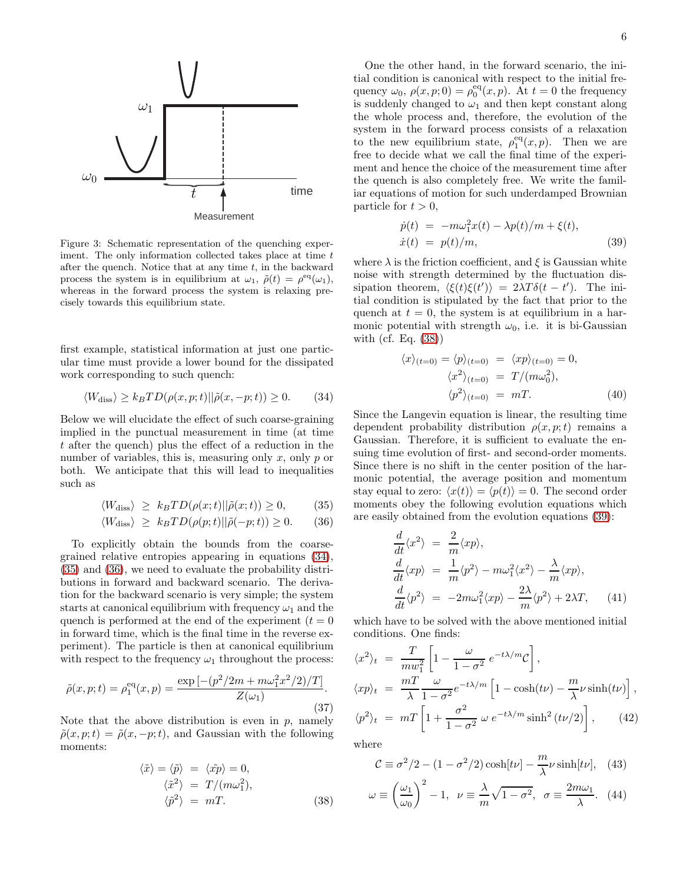Figure 3: Schematic representation of the quenching experiment. The only information collected takes place at time $t$ after the quench. Notice that at any time $t$, in the backward process the system is in equilibrium at $\omega_1$, $\tilde{\rho}(t) = \rho^{\rm eq}(\omega_1)$, whereas in the forward process the system is relaxing precisely towards this equilibrium state.

first example, statistical information at just one particular time must provide a lower bound for the dissipated work corresponding to such quench:

$$\langle W_{\rm diss}\rangle \geq k_B T D(\rho(x,p;t)||\tilde{\rho}(x,-p;t)) \geq 0. \quad (34)$$

Below we will elucidate the effect of such coarse-graining implied in the punctual measurement in time (at time $t$ after the quench) plus the effect of a reduction in the number of variables, this is, measuring only $x$, only $p$ or both. We anticipate that this will lead to inequalities such as

$$\begin{aligned}\langle W_{\rm diss}\rangle &\geq k_B T D(\rho(x;t)||\tilde{\rho}(x;t)) \geq 0, \quad (35)\\ \langle W_{\rm diss}\rangle &\geq k_B T D(\rho(p;t)||\tilde{\rho}(-p;t)) \geq 0. \quad (36)\end{aligned}$$

To explicitly obtain the bounds from the coarse-grained relative entropies appearing in equations (34), (35) and (36), we need to evaluate the probability distributions in forward and backward scenario. The derivation for the backward scenario is very simple; the system starts at canonical equilibrium with frequency $\omega_1$ and the quench is performed at the end of the experiment ($t = 0$ in forward time, which is the final time in the reverse experiment). The particle is then at canonical equilibrium with respect to the frequency $\omega_1$ throughout the process:

$$\tilde{\rho}(x,p;t) = \rho_1^{\rm eq}(x,p) = \frac{\exp\left[-(p^2/2m + m\omega_1^2 x^2/2)/T\right]}{Z(\omega_1)}. \quad (37)$$

Note that the above distribution is even in $p$, namely $\tilde{\rho}(x,p;t) = \tilde{\rho}(x,-p;t)$, and Gaussian with the following moments:

$$\begin{aligned}\langle\tilde{x}\rangle = \langle\tilde{p}\rangle &= \langle\tilde{x}\tilde{p}\rangle = 0,\\ \langle\tilde{x}^2\rangle &= T/(m\omega_1^2),\\ \langle\tilde{p}^2\rangle &= mT. \end{aligned} \quad (38)$$

One the other hand, in the forward scenario, the initial condition is canonical with respect to the initial frequency $\omega_0$, $\rho(x,p;0) = \rho_0^{\rm eq}(x,p)$. At $t = 0$ the frequency is suddenly changed to $\omega_1$ and then kept constant along the whole process and, therefore, the evolution of the system in the forward process consists of a relaxation to the new equilibrium state, $\rho_1^{\rm eq}(x,p)$. Then we are free to decide what we call the final time of the experiment and hence the choice of the measurement time after the quench is also completely free. We write the familiar equations of motion for such underdamped Brownian particle for $t > 0$,

$$\begin{aligned}\dot{p}(t) &= -m\omega_1^2 x(t) - \lambda p(t)/m + \xi(t),\\ \dot{x}(t) &= p(t)/m, \end{aligned} \quad (39)$$

where $\lambda$ is the friction coefficient, and $\xi$ is Gaussian white noise with strength determined by the fluctuation dissipation theorem, $\langle\xi(t)\xi(t')\rangle = 2\lambda T\delta(t-t')$. The initial condition is stipulated by the fact that prior to the quench at $t = 0$, the system is at equilibrium in a harmonic potential with strength $\omega_0$, i.e. it is bi-Gaussian with (cf. Eq. (38))

$$\begin{aligned}\langle x\rangle_{(t=0)} = \langle p\rangle_{(t=0)} &= \langle xp\rangle_{(t=0)} = 0,\\ \langle x^2\rangle_{(t=0)} &= T/(m\omega_0^2),\\ \langle p^2\rangle_{(t=0)} &= mT. \end{aligned} \quad (40)$$

Since the Langevin equation is linear, the resulting time dependent probability distribution $\rho(x,p;t)$ remains a Gaussian. Therefore, it is sufficient to evaluate the ensuing time evolution of first- and second-order moments. Since there is no shift in the center position of the harmonic potential, the average position and momentum stay equal to zero: $\langle x(t)\rangle = \langle p(t)\rangle = 0$. The second order moments obey the following evolution equations which are easily obtained from the evolution equations (39):

$$\begin{aligned}\frac{d}{dt}\langle x^2\rangle &= \frac{2}{m}\langle xp\rangle,\\ \frac{d}{dt}\langle xp\rangle &= \frac{1}{m}\langle p^2\rangle - m\omega_1^2\langle x^2\rangle - \frac{\lambda}{m}\langle xp\rangle,\\ \frac{d}{dt}\langle p^2\rangle &= -2m\omega_1^2\langle xp\rangle - \frac{2\lambda}{m}\langle p^2\rangle + 2\lambda T, \end{aligned} \quad (41)$$

which have to be solved with the above mentioned initial conditions. One finds:

$$\begin{aligned}\langle x^2\rangle_t &= \frac{T}{mw_1^2}\left[1 - \frac{\omega}{1-\sigma^2}\, e^{-t\lambda/m}\mathcal{C}\right],\\ \langle xp\rangle_t &= \frac{mT}{\lambda}\frac{\omega}{1-\sigma^2}e^{-t\lambda/m}\left[1 - \cosh(t\nu) - \frac{m}{\lambda}\nu\sinh(t\nu)\right],\\ \langle p^2\rangle_t &= mT\left[1 + \frac{\sigma^2}{1-\sigma^2}\,\omega\, e^{-t\lambda/m}\sinh^2(t\nu/2)\right], \end{aligned} \quad (42)$$

where

$$\mathcal{C} \equiv \sigma^2/2 - (1-\sigma^2/2)\cosh[t\nu] - \frac{m}{\lambda}\nu\sinh[t\nu], \quad (43)$$

$$\omega \equiv \left(\frac{\omega_1}{\omega_0}\right)^2 - 1, \;\; \nu \equiv \frac{\lambda}{m}\sqrt{1-\sigma^2}, \;\; \sigma \equiv \frac{2m\omega_1}{\lambda}. \quad (44)$$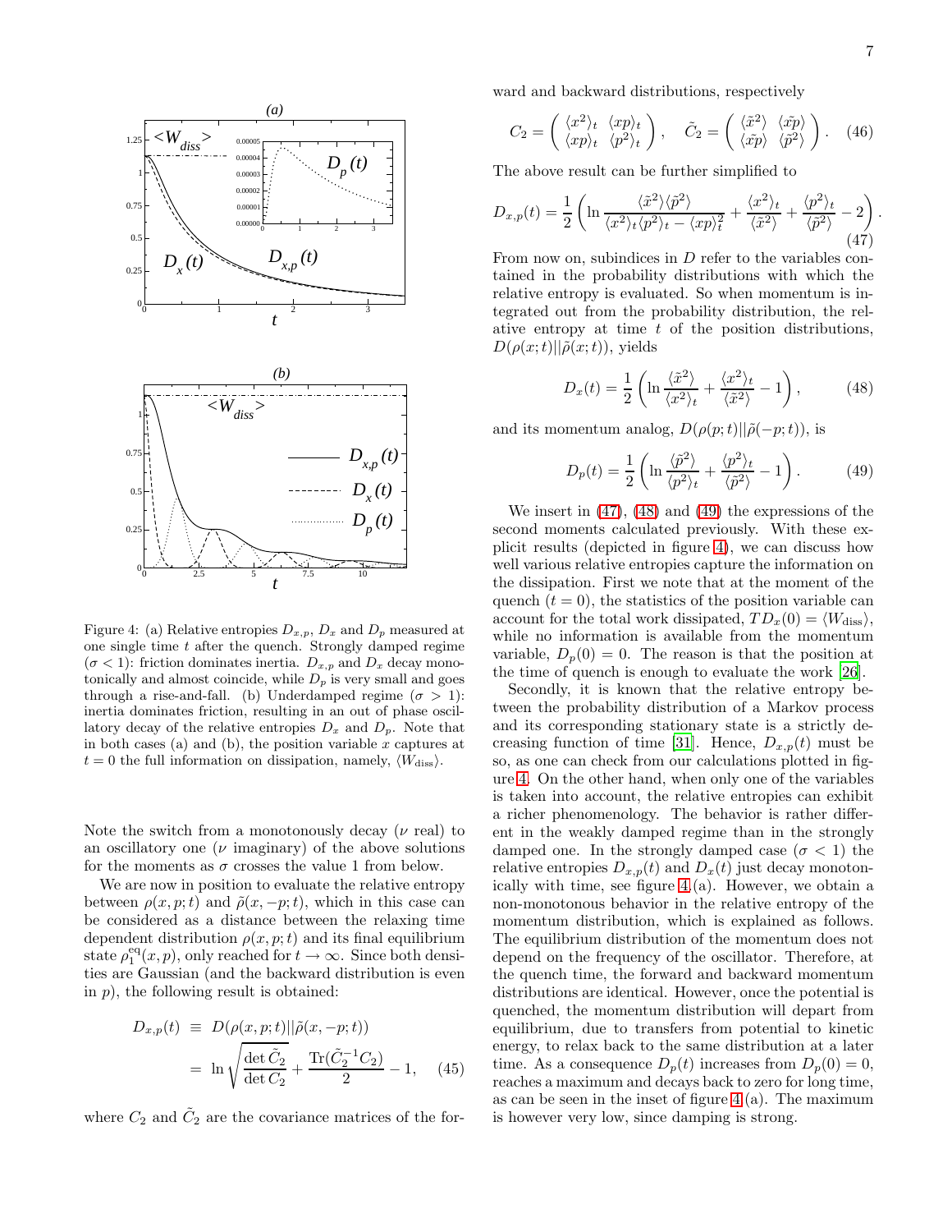Figure 4: (a) Relative entropies $D_{x,p}$, $D_x$ and $D_p$ measured at one single time $t$ after the quench. Strongly damped regime ($\sigma < 1$): friction dominates inertia. $D_{x,p}$ and $D_x$ decay monotonically and almost coincide, while $D_p$ is very small and goes through a rise-and-fall. (b) Underdamped regime ($\sigma > 1$): inertia dominates friction, resulting in an out of phase oscillatory decay of the relative entropies $D_x$ and $D_p$. Note that in both cases (a) and (b), the position variable $x$ captures at $t = 0$ the full information on dissipation, namely, $\langle W_{\rm diss}\rangle$.

Note the switch from a monotonously decay ($\nu$ real) to an oscillatory one ($\nu$ imaginary) of the above solutions for the moments as $\sigma$ crosses the value 1 from below.

We are now in position to evaluate the relative entropy between $\rho(x, p; t)$ and $\tilde{\rho}(x, -p; t)$, which in this case can be considered as a distance between the relaxing time dependent distribution $\rho(x, p; t)$ and its final equilibrium state $\rho_1^{\rm eq}(x, p)$, only reached for $t \to \infty$. Since both densities are Gaussian (and the backward distribution is even in $p$), the following result is obtained:

$$
\begin{aligned}
D_{x,p}(t) &\equiv D(\rho(x,p;t)||\tilde{\rho}(x,-p;t)) \\
&= \ln\sqrt{\frac{\det \tilde{C}_2}{\det C_2}} + \frac{\mathrm{Tr}(\tilde{C}_2^{-1} C_2)}{2} - 1, \qquad (45)
\end{aligned}
$$

where $C_2$ and $\tilde{C}_2$ are the covariance matrices of the forward and backward distributions, respectively

$$
C_2 = \begin{pmatrix} \langle x^2\rangle_t & \langle xp\rangle_t \\ \langle xp\rangle_t & \langle p^2\rangle_t \end{pmatrix}, \quad \tilde{C}_2 = \begin{pmatrix} \langle \tilde{x}^2\rangle & \langle \tilde{x}\tilde{p}\rangle \\ \langle \tilde{x}\tilde{p}\rangle & \langle \tilde{p}^2\rangle \end{pmatrix}. \qquad (46)
$$

The above result can be further simplified to

$$
D_{x,p}(t) = \frac{1}{2}\left(\ln\frac{\langle\tilde{x}^2\rangle\langle\tilde{p}^2\rangle}{\langle x^2\rangle_t\langle p^2\rangle_t - \langle xp\rangle_t^2} + \frac{\langle x^2\rangle_t}{\langle\tilde{x}^2\rangle} + \frac{\langle p^2\rangle_t}{\langle\tilde{p}^2\rangle} - 2\right). \qquad (47)
$$

From now on, subindices in $D$ refer to the variables contained in the probability distributions with which the relative entropy is evaluated. So when momentum is integrated out from the probability distribution, the relative entropy at time $t$ of the position distributions, $D(\rho(x;t)||\tilde{\rho}(x;t))$, yields

$$
D_x(t) = \frac{1}{2}\left(\ln\frac{\langle\tilde{x}^2\rangle}{\langle x^2\rangle_t} + \frac{\langle x^2\rangle_t}{\langle\tilde{x}^2\rangle} - 1\right), \qquad (48)
$$

and its momentum analog, $D(\rho(p;t)||\tilde{\rho}(-p;t))$, is

$$
D_p(t) = \frac{1}{2}\left(\ln\frac{\langle\tilde{p}^2\rangle}{\langle p^2\rangle_t} + \frac{\langle p^2\rangle_t}{\langle\tilde{p}^2\rangle} - 1\right). \qquad (49)
$$

We insert in (47), (48) and (49) the expressions of the second moments calculated previously. With these explicit results (depicted in figure 4), we can discuss how well various relative entropies capture the information on the dissipation. First we note that at the moment of the quench ($t = 0$), the statistics of the position variable can account for the total work dissipated, $TD_x(0) = \langle W_{\rm diss}\rangle$, while no information is available from the momentum variable, $D_p(0) = 0$. The reason is that the position at the time of quench is enough to evaluate the work [26].

Secondly, it is known that the relative entropy between the probability distribution of a Markov process and its corresponding stationary state is a strictly decreasing function of time [31]. Hence, $D_{x,p}(t)$ must be so, as one can check from our calculations plotted in figure 4. On the other hand, when only one of the variables is taken into account, the relative entropies can exhibit a richer phenomenology. The behavior is rather different in the weakly damped regime than in the strongly damped one. In the strongly damped case ($\sigma < 1$) the relative entropies $D_{x,p}(t)$ and $D_x(t)$ just decay monotonically with time, see figure 4 (a). However, we obtain a non-monotonous behavior in the relative entropy of the momentum distribution, which is explained as follows. The equilibrium distribution of the momentum does not depend on the frequency of the oscillator. Therefore, at the quench time, the forward and backward momentum distributions are identical. However, once the potential is quenched, the momentum distribution will depart from equilibrium, due to transfers from potential to kinetic energy, to relax back to the same distribution at a later time. As a consequence $D_p(t)$ increases from $D_p(0) = 0$, reaches a maximum and decays back to zero for long time, as can be seen in the inset of figure 4 (a). The maximum is however very low, since damping is strong.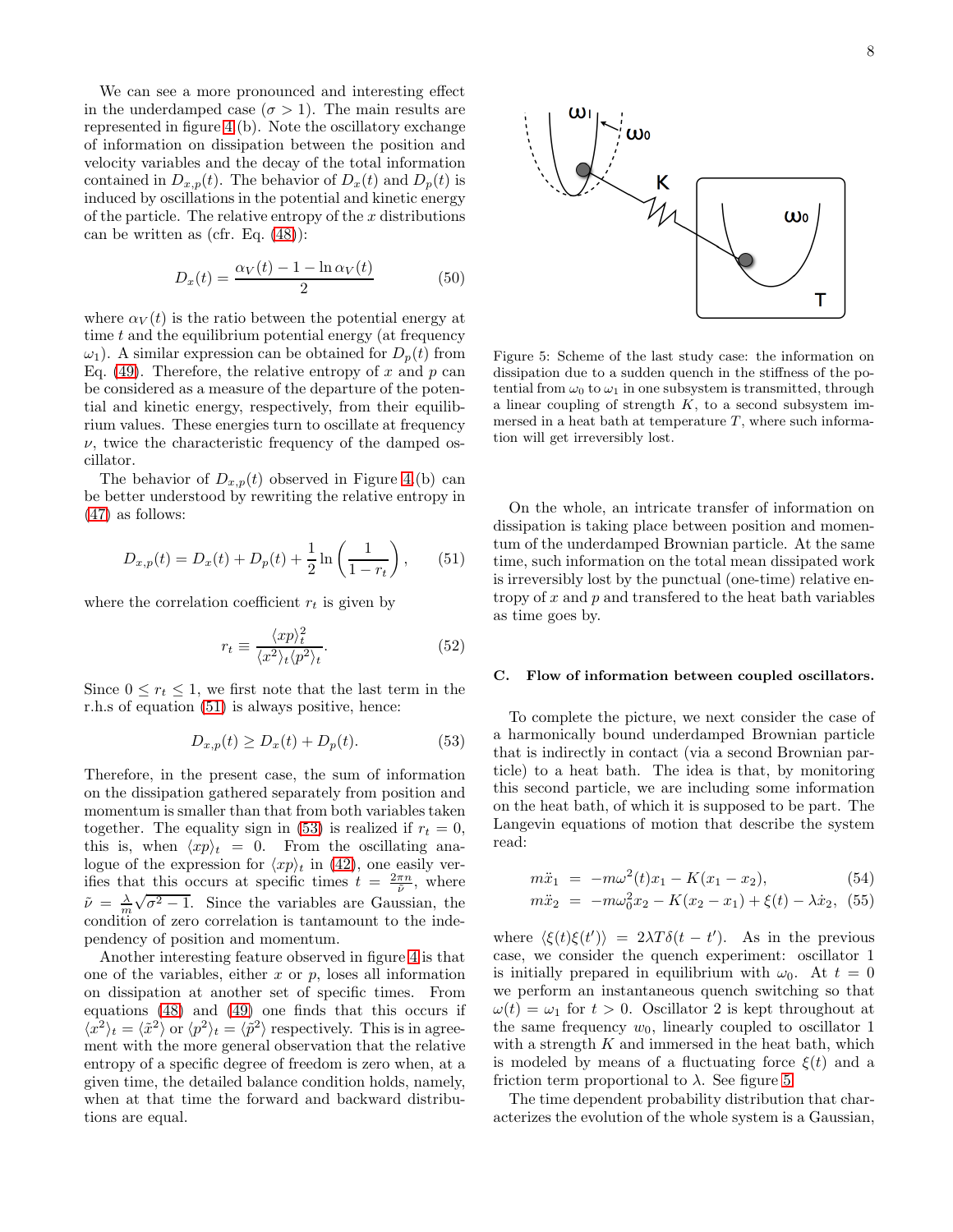We can see a more pronounced and interesting effect in the underdamped case ($\sigma > 1$). The main results are represented in figure 4 (b). Note the oscillatory exchange of information on dissipation between the position and velocity variables and the decay of the total information contained in $D_{x,p}(t)$. The behavior of $D_x(t)$ and $D_p(t)$ is induced by oscillations in the potential and kinetic energy of the particle. The relative entropy of the $x$ distributions can be written as (cfr. Eq. (48)):

$$D_x(t) = \frac{\alpha_V(t) - 1 - \ln \alpha_V(t)}{2} \tag{50}$$

where $\alpha_V(t)$ is the ratio between the potential energy at time $t$ and the equilibrium potential energy (at frequency $\omega_1$). A similar expression can be obtained for $D_p(t)$ from Eq. (49). Therefore, the relative entropy of $x$ and $p$ can be considered as a measure of the departure of the potential and kinetic energy, respectively, from their equilibrium values. These energies turn to oscillate at frequency $\nu$, twice the characteristic frequency of the damped oscillator.

The behavior of $D_{x,p}(t)$ observed in Figure 4 (b) can be better understood by rewriting the relative entropy in (47) as follows:

$$D_{x,p}(t) = D_x(t) + D_p(t) + \frac{1}{2}\ln\left(\frac{1}{1 - r_t}\right), \tag{51}$$

where the correlation coefficient $r_t$ is given by

$$r_t \equiv \frac{\langle xp\rangle_t^2}{\langle x^2\rangle_t \langle p^2\rangle_t}. \tag{52}$$

Since $0 \leq r_t \leq 1$, we first note that the last term in the r.h.s of equation (51) is always positive, hence:

$$D_{x,p}(t) \geq D_x(t) + D_p(t). \tag{53}$$

Therefore, in the present case, the sum of information on the dissipation gathered separately from position and momentum is smaller than that from both variables taken together. The equality sign in (53) is realized if $r_t = 0$, this is, when $\langle xp\rangle_t = 0$. From the oscillating analogue of the expression for $\langle xp\rangle_t$ in (42), one easily verifies that this occurs at specific times $t = \frac{2\pi n}{\tilde{\nu}}$, where $\tilde{\nu} = \frac{\lambda}{m}\sqrt{\sigma^2 - 1}$. Since the variables are Gaussian, the condition of zero correlation is tantamount to the independency of position and momentum.

Another interesting feature observed in figure 4 is that one of the variables, either $x$ or $p$, loses all information on dissipation at another set of specific times. From equations (48) and (49) one finds that this occurs if $\langle x^2\rangle_t = \langle \tilde{x}^2\rangle$ or $\langle p^2\rangle_t = \langle \tilde{p}^2\rangle$ respectively. This is in agreement with the more general observation that the relative entropy of a specific degree of freedom is zero when, at a given time, the detailed balance condition holds, namely, when at that time the forward and backward distributions are equal.

Figure 5: Scheme of the last study case: the information on dissipation due to a sudden quench in the stiffness of the potential from $\omega_0$ to $\omega_1$ in one subsystem is transmitted, through a linear coupling of strength $K$, to a second subsystem immersed in a heat bath at temperature $T$, where such information will get irreversibly lost.

On the whole, an intricate transfer of information on dissipation is taking place between position and momentum of the underdamped Brownian particle. At the same time, such information on the total mean dissipated work is irreversibly lost by the punctual (one-time) relative entropy of $x$ and $p$ and transfered to the heat bath variables as time goes by.

### C. Flow of information between coupled oscillators.

To complete the picture, we next consider the case of a harmonically bound underdamped Brownian particle that is indirectly in contact (via a second Brownian particle) to a heat bath. The idea is that, by monitoring this second particle, we are including some information on the heat bath, of which it is supposed to be part. The Langevin equations of motion that describe the system read:

$$m\ddot{x}_1 = -m\omega^2(t)x_1 - K(x_1 - x_2), \tag{54}$$

$$m\ddot{x}_2 = -m\omega_0^2 x_2 - K(x_2 - x_1) + \xi(t) - \lambda\dot{x}_2, \tag{55}$$

where $\langle \xi(t)\xi(t')\rangle = 2\lambda T\delta(t - t')$. As in the previous case, we consider the quench experiment: oscillator 1 is initially prepared in equilibrium with $\omega_0$. At $t = 0$ we perform an instantaneous quench switching so that $\omega(t) = \omega_1$ for $t > 0$. Oscillator 2 is kept throughout at the same frequency $w_0$, linearly coupled to oscillator 1 with a strength $K$ and immersed in the heat bath, which is modeled by means of a fluctuating force $\xi(t)$ and a friction term proportional to $\lambda$. See figure 5.

The time dependent probability distribution that characterizes the evolution of the whole system is a Gaussian,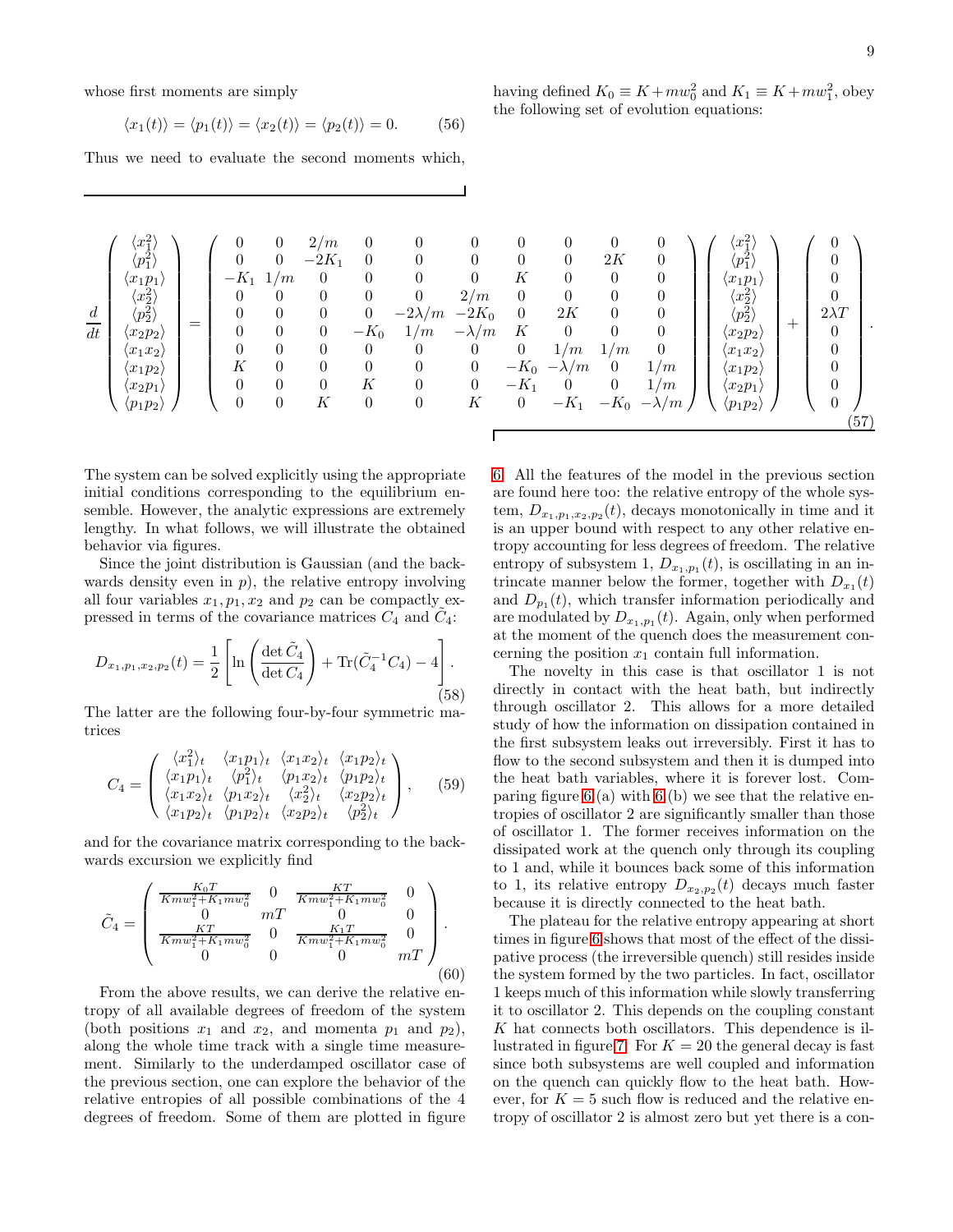whose first moments are simply

$$\langle x_1(t)\rangle = \langle p_1(t)\rangle = \langle x_2(t)\rangle = \langle p_2(t)\rangle = 0. \tag{56}$$

Thus we need to evaluate the second moments which, having defined $K_0 \equiv K + mw_0^2$ and $K_1 \equiv K + mw_1^2$, obey the following set of evolution equations:

$$\frac{d}{dt}\begin{pmatrix} \langle x_1^2\rangle \\ \langle p_1^2\rangle \\ \langle x_1 p_1\rangle \\ \langle x_2^2\rangle \\ \langle p_2^2\rangle \\ \langle x_2 p_2\rangle \\ \langle x_1 x_2\rangle \\ \langle x_1 p_2\rangle \\ \langle x_2 p_1\rangle \\ \langle p_1 p_2\rangle \end{pmatrix} = \begin{pmatrix} 0 & 0 & 2/m & 0 & 0 & 0 & 0 & 0 & 0 & 0 \\ 0 & 0 & -2K_1 & 0 & 0 & 0 & 0 & 0 & 2K & 0 \\ -K_1 & 1/m & 0 & 0 & 0 & 0 & K & 0 & 0 & 0 \\ 0 & 0 & 0 & 0 & 0 & 2/m & 0 & 0 & 0 & 0 \\ 0 & 0 & 0 & 0 & -2\lambda/m & -2K_0 & 0 & 2K & 0 & 0 \\ 0 & 0 & 0 & -K_0 & 1/m & -\lambda/m & K & 0 & 0 & 0 \\ 0 & 0 & 0 & 0 & 0 & 0 & 0 & 1/m & 1/m & 0 \\ K & 0 & 0 & 0 & 0 & 0 & -K_0 & -\lambda/m & 0 & 1/m \\ 0 & 0 & 0 & K & 0 & 0 & -K_1 & 0 & 0 & 1/m \\ 0 & 0 & K & 0 & 0 & K & 0 & -K_1 & -K_0 & -\lambda/m \end{pmatrix} \begin{pmatrix} \langle x_1^2\rangle \\ \langle p_1^2\rangle \\ \langle x_1 p_1\rangle \\ \langle x_2^2\rangle \\ \langle p_2^2\rangle \\ \langle x_2 p_2\rangle \\ \langle x_1 x_2\rangle \\ \langle x_1 p_2\rangle \\ \langle x_2 p_1\rangle \\ \langle p_1 p_2\rangle \end{pmatrix} + \begin{pmatrix} 0 \\ 0 \\ 0 \\ 0 \\ 2\lambda T \\ 0 \\ 0 \\ 0 \\ 0 \\ 0 \end{pmatrix}. \tag{57}$$

The system can be solved explicitly using the appropriate initial conditions corresponding to the equilibrium ensemble. However, the analytic expressions are extremely lengthy. In what follows, we will illustrate the obtained behavior via figures.

Since the joint distribution is Gaussian (and the backwards density even in $p$), the relative entropy involving all four variables $x_1, p_1, x_2$ and $p_2$ can be compactly expressed in terms of the covariance matrices $C_4$ and $\tilde{C}_4$:

$$D_{x_1,p_1,x_2,p_2}(t) = \frac{1}{2}\left[\ln\left(\frac{\det \tilde{C}_4}{\det C_4}\right) + \mathrm{Tr}(\tilde{C}_4^{-1} C_4) - 4\right]. \tag{58}$$

The latter are the following four-by-four symmetric matrices

$$C_4 = \begin{pmatrix} \langle x_1^2\rangle_t & \langle x_1 p_1\rangle_t & \langle x_1 x_2\rangle_t & \langle x_1 p_2\rangle_t \\ \langle x_1 p_1\rangle_t & \langle p_1^2\rangle_t & \langle p_1 x_2\rangle_t & \langle p_1 p_2\rangle_t \\ \langle x_1 x_2\rangle_t & \langle p_1 x_2\rangle_t & \langle x_2^2\rangle_t & \langle x_2 p_2\rangle_t \\ \langle x_1 p_2\rangle_t & \langle p_1 p_2\rangle_t & \langle x_2 p_2\rangle_t & \langle p_2^2\rangle_t \end{pmatrix}, \tag{59}$$

and for the covariance matrix corresponding to the backwards excursion we explicitly find

$$\tilde{C}_4 = \begin{pmatrix} \frac{K_0 T}{Kmw_1^2 + K_1 mw_0^2} & 0 & \frac{KT}{Kmw_1^2 + K_1 mw_0^2} & 0 \\ 0 & mT & 0 & 0 \\ \frac{KT}{Kmw_1^2 + K_1 mw_0^2} & 0 & \frac{K_1 T}{Kmw_1^2 + K_1 mw_0^2} & 0 \\ 0 & 0 & 0 & mT \end{pmatrix}. \tag{60}$$

From the above results, we can derive the relative entropy of all available degrees of freedom of the system (both positions $x_1$ and $x_2$, and momenta $p_1$ and $p_2$), along the whole time track with a single time measurement. Similarly to the underdamped oscillator case of the previous section, one can explore the behavior of the relative entropies of all possible combinations of the 4 degrees of freedom. Some of them are plotted in figure 6. All the features of the model in the previous section are found here too: the relative entropy of the whole system, $D_{x_1,p_1,x_2,p_2}(t)$, decays monotonically in time and it is an upper bound with respect to any other relative entropy accounting for less degrees of freedom. The relative entropy of subsystem 1, $D_{x_1,p_1}(t)$, is oscillating in an intrincate manner below the former, together with $D_{x_1}(t)$ and $D_{p_1}(t)$, which transfer information periodically and are modulated by $D_{x_1,p_1}(t)$. Again, only when performed at the moment of the quench does the measurement concerning the position $x_1$ contain full information.

The novelty in this case is that oscillator 1 is not directly in contact with the heat bath, but indirectly through oscillator 2. This allows for a more detailed study of how the information on dissipation contained in the first subsystem leaks out irreversibly. First it has to flow to the second subsystem and then it is dumped into the heat bath variables, where it is forever lost. Comparing figure 6 (a) with 6 (b) we see that the relative entropies of oscillator 2 are significantly smaller than those of oscillator 1. The former receives information on the dissipated work at the quench only through its coupling to 1 and, while it bounces back some of this information to 1, its relative entropy $D_{x_2,p_2}(t)$ decays much faster because it is directly connected to the heat bath.

The plateau for the relative entropy appearing at short times in figure 6 shows that most of the effect of the dissipative process (the irreversible quench) still resides inside the system formed by the two particles. In fact, oscillator 1 keeps much of this information while slowly transferring it to oscillator 2. This depends on the coupling constant $K$ hat connects both oscillators. This dependence is illustrated in figure 7. For $K = 20$ the general decay is fast since both subsystems are well coupled and information on the quench can quickly flow to the heat bath. However, for $K = 5$ such flow is reduced and the relative entropy of oscillator 2 is almost zero but yet there is a con-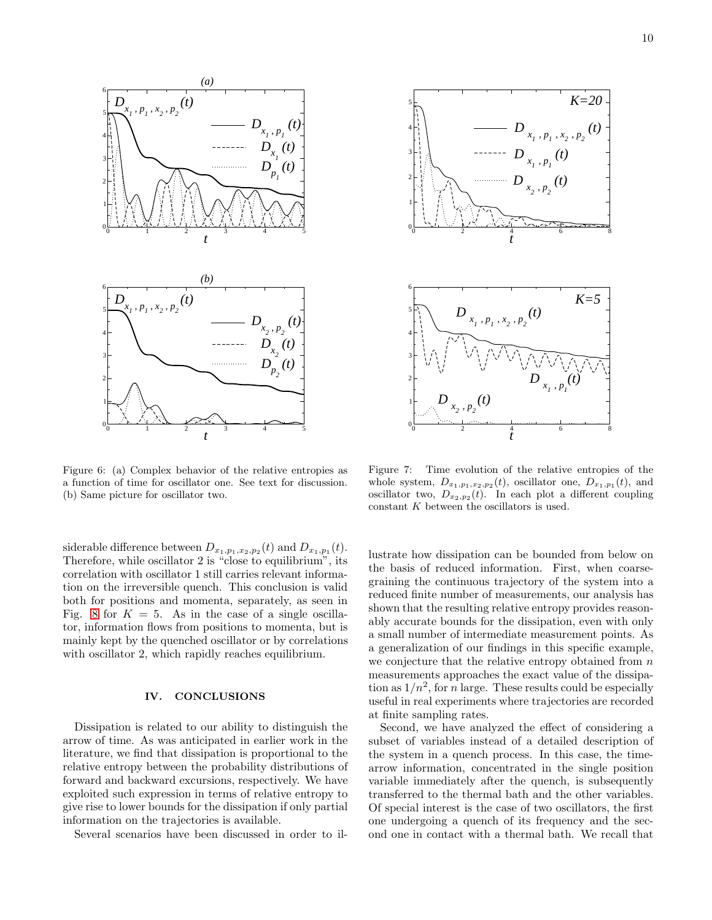Figure 6: (a) Complex behavior of the relative entropies as a function of time for oscillator one. See text for discussion. (b) Same picture for oscillator two.

Figure 7: Time evolution of the relative entropies of the whole system, $D_{x_1,p_1,x_2,p_2}(t)$, oscillator one, $D_{x_1,p_1}(t)$, and oscillator two, $D_{x_2,p_2}(t)$. In each plot a different coupling constant $K$ between the oscillators is used.

siderable difference between $D_{x_1,p_1,x_2,p_2}(t)$ and $D_{x_1,p_1}(t)$. Therefore, while oscillator 2 is "close to equilibrium", its correlation with oscillator 1 still carries relevant information on the irreversible quench. This conclusion is valid both for positions and momenta, separately, as seen in Fig. 8 for $K = 5$. As in the case of a single oscillator, information flows from positions to momenta, but is mainly kept by the quenched oscillator or by correlations with oscillator 2, which rapidly reaches equilibrium.

## IV. CONCLUSIONS

Dissipation is related to our ability to distinguish the arrow of time. As was anticipated in earlier work in the literature, we find that dissipation is proportional to the relative entropy between the probability distributions of forward and backward excursions, respectively. We have exploited such expression in terms of relative entropy to give rise to lower bounds for the dissipation if only partial information on the trajectories is available.

Several scenarios have been discussed in order to illustrate how dissipation can be bounded from below on the basis of reduced information. First, when coarse-graining the continuous trajectory of the system into a reduced finite number of measurements, our analysis has shown that the resulting relative entropy provides reasonably accurate bounds for the dissipation, even with only a small number of intermediate measurement points. As a generalization of our findings in this specific example, we conjecture that the relative entropy obtained from $n$ measurements approaches the exact value of the dissipation as $1/n^2$, for $n$ large. These results could be especially useful in real experiments where trajectories are recorded at finite sampling rates.

Second, we have analyzed the effect of considering a subset of variables instead of a detailed description of the system in a quench process. In this case, the time-arrow information, concentrated in the single position variable immediately after the quench, is subsequently transferred to the thermal bath and the other variables. Of special interest is the case of two oscillators, the first one undergoing a quench of its frequency and the second one in contact with a thermal bath. We recall that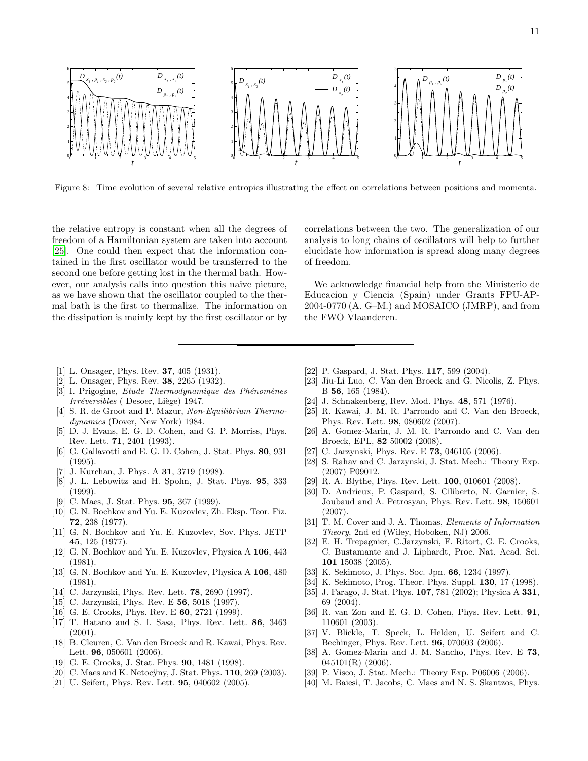Figure 8: Time evolution of several relative entropies illustrating the effect on correlations between positions and momenta.

the relative entropy is constant when all the degrees of freedom of a Hamiltonian system are taken into account [25]. One could then expect that the information contained in the first oscillator would be transferred to the second one before getting lost in the thermal bath. However, our analysis calls into question this naive picture, as we have shown that the oscillator coupled to the thermal bath is the first to thermalize. The information on the dissipation is mainly kept by the first oscillator or by correlations between the two. The generalization of our analysis to long chains of oscillators will help to further elucidate how information is spread along many degrees of freedom.

We acknowledge financial help from the Ministerio de Educacion y Ciencia (Spain) under Grants FPU-AP-2004-0770 (A. G–M.) and MOSAICO (JMRP), and from the FWO Vlaanderen.

---

[1] L. Onsager, Phys. Rev. **37**, 405 (1931).
[2] L. Onsager, Phys. Rev. **38**, 2265 (1932).
[3] I. Prigogine, *Etude Thermodynamique des Phénomènes Irréversibles* ( Desoer, Liège) 1947.
[4] S. R. de Groot and P. Mazur, *Non-Equilibrium Thermodynamics* (Dover, New York) 1984.
[5] D. J. Evans, E. G. D. Cohen, and G. P. Morriss, Phys. Rev. Lett. **71**, 2401 (1993).
[6] G. Gallavotti and E. G. D. Cohen, J. Stat. Phys. **80**, 931 (1995).
[7] J. Kurchan, J. Phys. A **31**, 3719 (1998).
[8] J. L. Lebowitz and H. Spohn, J. Stat. Phys. **95**, 333 (1999).
[9] C. Maes, J. Stat. Phys. **95**, 367 (1999).
[10] G. N. Bochkov and Yu. E. Kuzovlev, Zh. Eksp. Teor. Fiz. **72**, 238 (1977).
[11] G. N. Bochkov and Yu. E. Kuzovlev, Sov. Phys. JETP **45**, 125 (1977).
[12] G. N. Bochkov and Yu. E. Kuzovlev, Physica A **106**, 443 (1981).
[13] G. N. Bochkov and Yu. E. Kuzovlev, Physica A **106**, 480 (1981).
[14] C. Jarzynski, Phys. Rev. Lett. **78**, 2690 (1997).
[15] C. Jarzynski, Phys. Rev. E **56**, 5018 (1997).
[16] G. E. Crooks, Phys. Rev. E **60**, 2721 (1999).
[17] T. Hatano and S. I. Sasa, Phys. Rev. Lett. **86**, 3463 (2001).
[18] B. Cleuren, C. Van den Broeck and R. Kawai, Phys. Rev. Lett. **96**, 050601 (2006).
[19] G. E. Crooks, J. Stat. Phys. **90**, 1481 (1998).
[20] C. Maes and K. Netocǔny, J. Stat. Phys. **110**, 269 (2003).
[21] U. Seifert, Phys. Rev. Lett. **95**, 040602 (2005).
[22] P. Gaspard, J. Stat. Phys. **117**, 599 (2004).
[23] Jiu-Li Luo, C. Van den Broeck and G. Nicolis, Z. Phys. B **56**, 165 (1984).
[24] J. Schnakenberg, Rev. Mod. Phys. **48**, 571 (1976).
[25] R. Kawai, J. M. R. Parrondo and C. Van den Broeck, Phys. Rev. Lett. **98**, 080602 (2007).
[26] A. Gomez-Marin, J. M. R. Parrondo and C. Van den Broeck, EPL, **82** 50002 (2008).
[27] C. Jarzynski, Phys. Rev. E **73**, 046105 (2006).
[28] S. Rahav and C. Jarzynski, J. Stat. Mech.: Theory Exp. (2007) P09012.
[29] R. A. Blythe, Phys. Rev. Lett. **100**, 010601 (2008).
[30] D. Andrieux, P. Gaspard, S. Ciliberto, N. Garnier, S. Joubaud and A. Petrosyan, Phys. Rev. Lett. **98**, 150601 (2007).
[31] T. M. Cover and J. A. Thomas, *Elements of Information Theory*, 2nd ed (Wiley, Hoboken, NJ) 2006.
[32] E. H. Trepagnier, C.Jarzynski, F. Ritort, G. E. Crooks, C. Bustamante and J. Liphardt, Proc. Nat. Acad. Sci. **101** 15038 (2005).
[33] K. Sekimoto, J. Phys. Soc. Jpn. **66**, 1234 (1997).
[34] K. Sekimoto, Prog. Theor. Phys. Suppl. **130**, 17 (1998).
[35] J. Farago, J. Stat. Phys. **107**, 781 (2002); Physica A **331**, 69 (2004).
[36] R. van Zon and E. G. D. Cohen, Phys. Rev. Lett. **91**, 110601 (2003).
[37] V. Blickle, T. Speck, L. Helden, U. Seifert and C. Bechinger, Phys. Rev. Lett. **96**, 070603 (2006).
[38] A. Gomez-Marin and J. M. Sancho, Phys. Rev. E **73**, 045101(R) (2006).
[39] P. Visco, J. Stat. Mech.: Theory Exp. P06006 (2006).
[40] M. Baiesi, T. Jacobs, C. Maes and N. S. Skantzos, Phys.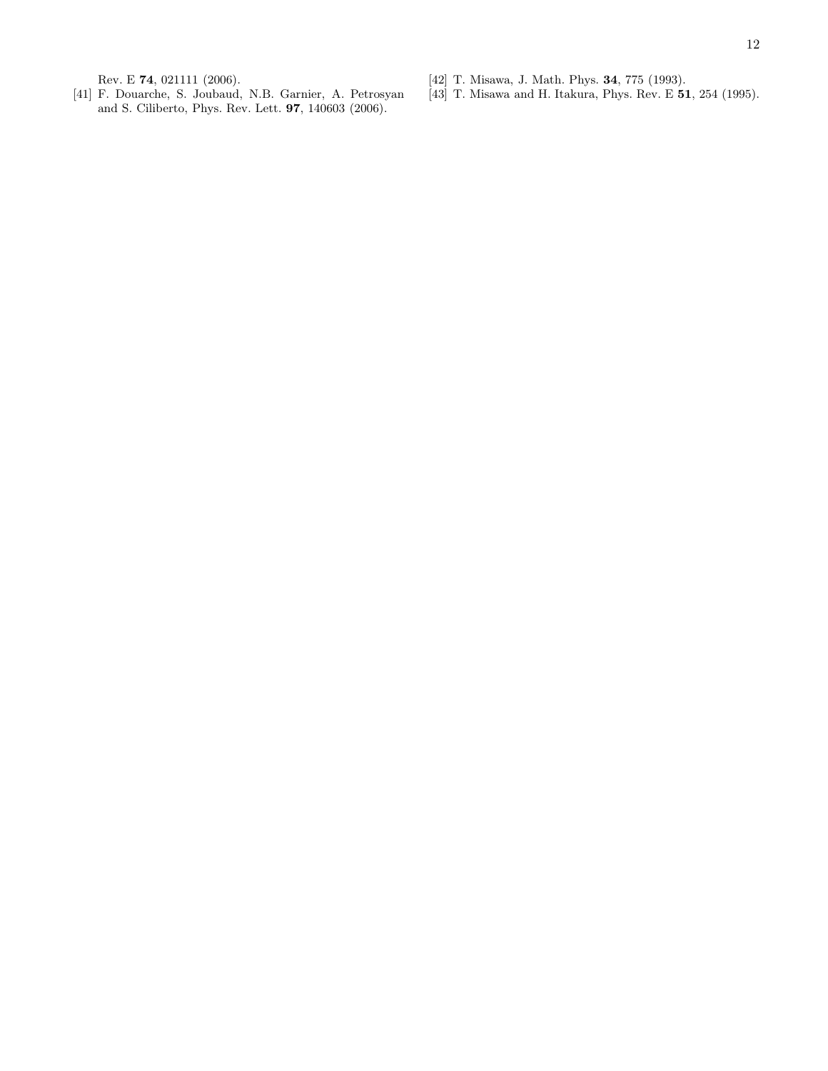Rev. E **74**, 021111 (2006).

[41] F. Douarche, S. Joubaud, N.B. Garnier, A. Petrosyan and S. Ciliberto, Phys. Rev. Lett. **97**, 140603 (2006).

[42] T. Misawa, J. Math. Phys. **34**, 775 (1993).

[43] T. Misawa and H. Itakura, Phys. Rev. E **51**, 254 (1995).